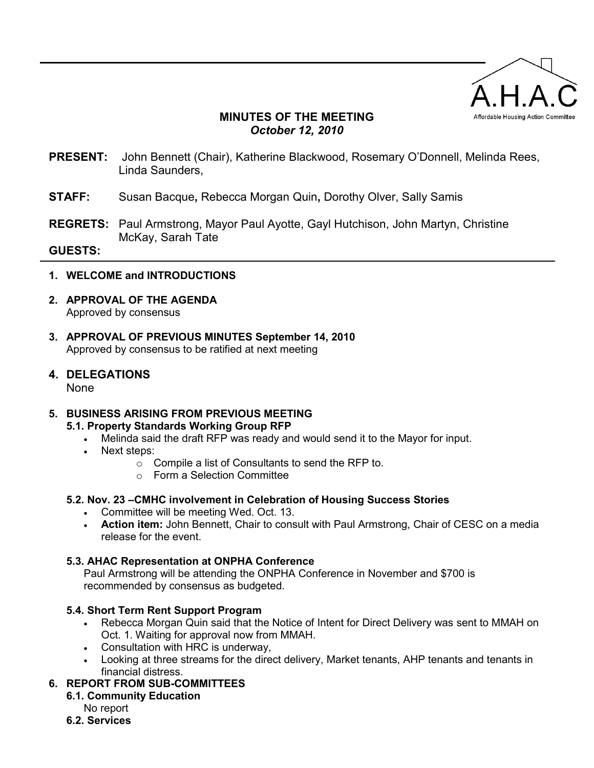A.H.A.C

Affordable Housing Action Committee

# MINUTES OF THE MEETING
*October 12, 2010*

**PRESENT:** John Bennett (Chair), Katherine Blackwood, Rosemary O'Donnell, Melinda Rees, Linda Saunders,

**STAFF:** Susan Bacque**,** Rebecca Morgan Quin**,** Dorothy Olver, Sally Samis

**REGRETS:** Paul Armstrong, Mayor Paul Ayotte, Gayl Hutchison, John Martyn, Christine McKay, Sarah Tate

**GUESTS:**

---

**1. WELCOME and INTRODUCTIONS**

**2. APPROVAL OF THE AGENDA**
Approved by consensus

**3. APPROVAL OF PREVIOUS MINUTES September 14, 2010**
Approved by consensus to be ratified at next meeting

**4. DELEGATIONS**
None

**5. BUSINESS ARISING FROM PREVIOUS MEETING**

**5.1. Property Standards Working Group RFP**

- Melinda said the draft RFP was ready and would send it to the Mayor for input.
- Next steps:
  - Compile a list of Consultants to send the RFP to.
  - Form a Selection Committee

**5.2. Nov. 23 –CMHC involvement in Celebration of Housing Success Stories**

- Committee will be meeting Wed. Oct. 13.
- **Action item:** John Bennett, Chair to consult with Paul Armstrong, Chair of CESC on a media release for the event.

**5.3. AHAC Representation at ONPHA Conference**

Paul Armstrong will be attending the ONPHA Conference in November and $700 is recommended by consensus as budgeted.

**5.4. Short Term Rent Support Program**

- Rebecca Morgan Quin said that the Notice of Intent for Direct Delivery was sent to MMAH on Oct. 1. Waiting for approval now from MMAH.
- Consultation with HRC is underway,
- Looking at three streams for the direct delivery, Market tenants, AHP tenants and tenants in financial distress.

**6. REPORT FROM SUB-COMMITTEES**

**6.1. Community Education**
No report

**6.2. Services**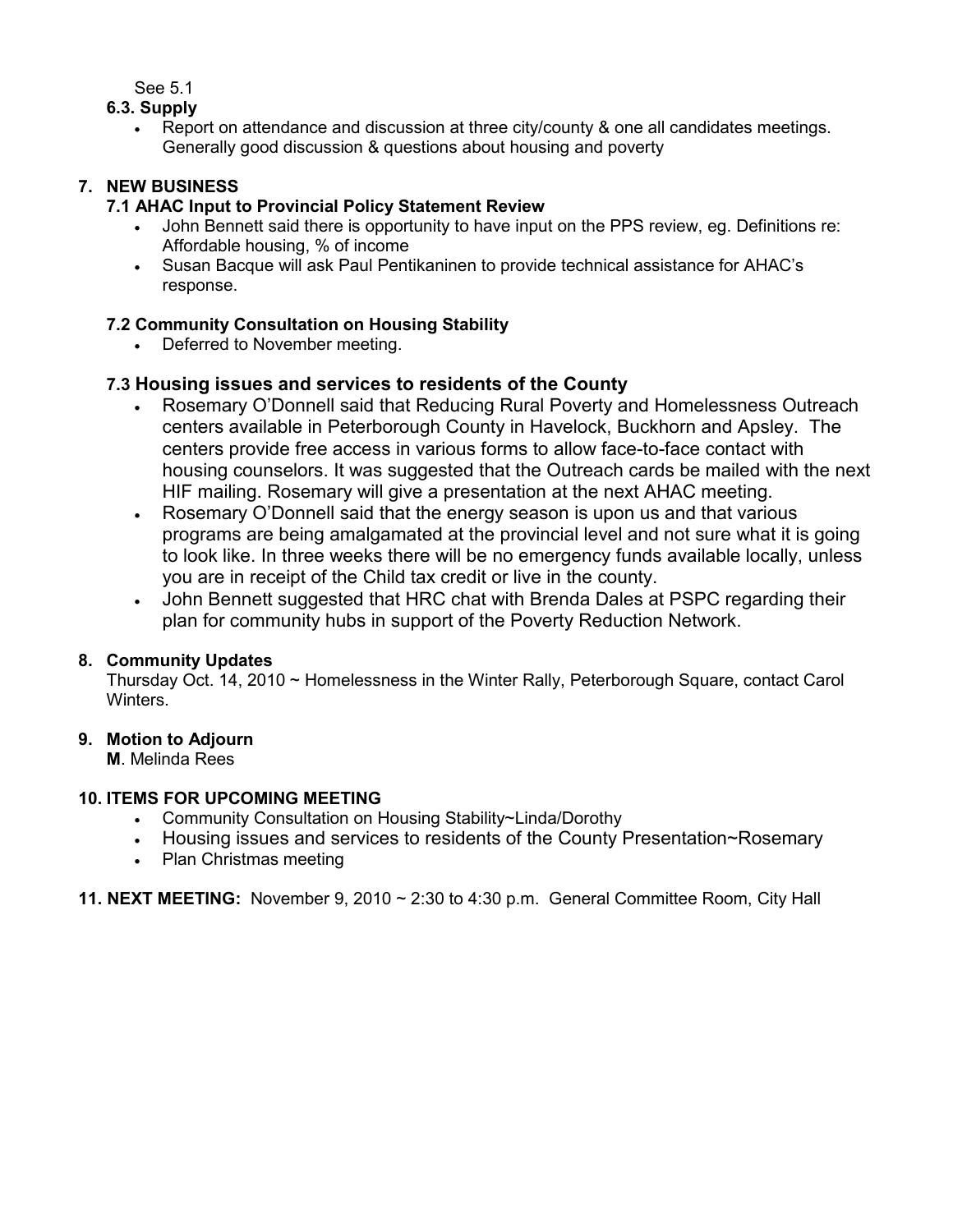See 5.1

### 6.3. Supply

- Report on attendance and discussion at three city/county & one all candidates meetings. Generally good discussion & questions about housing and poverty

## 7. NEW BUSINESS

### 7.1 AHAC Input to Provincial Policy Statement Review

- John Bennett said there is opportunity to have input on the PPS review, eg. Definitions re: Affordable housing, % of income
- Susan Bacque will ask Paul Pentikaninen to provide technical assistance for AHAC's response.

### 7.2 Community Consultation on Housing Stability

- Deferred to November meeting.

### 7.3 Housing issues and services to residents of the County

- Rosemary O'Donnell said that Reducing Rural Poverty and Homelessness Outreach centers available in Peterborough County in Havelock, Buckhorn and Apsley. The centers provide free access in various forms to allow face-to-face contact with housing counselors. It was suggested that the Outreach cards be mailed with the next HIF mailing. Rosemary will give a presentation at the next AHAC meeting.
- Rosemary O'Donnell said that the energy season is upon us and that various programs are being amalgamated at the provincial level and not sure what it is going to look like. In three weeks there will be no emergency funds available locally, unless you are in receipt of the Child tax credit or live in the county.
- John Bennett suggested that HRC chat with Brenda Dales at PSPC regarding their plan for community hubs in support of the Poverty Reduction Network.

## 8. Community Updates

Thursday Oct. 14, 2010 ~ Homelessness in the Winter Rally, Peterborough Square, contact Carol Winters.

## 9. Motion to Adjourn

**M**. Melinda Rees

## 10. ITEMS FOR UPCOMING MEETING

- Community Consultation on Housing Stability~Linda/Dorothy
- Housing issues and services to residents of the County Presentation~Rosemary
- Plan Christmas meeting

## 11. NEXT MEETING:

November 9, 2010 ~ 2:30 to 4:30 p.m. General Committee Room, City Hall